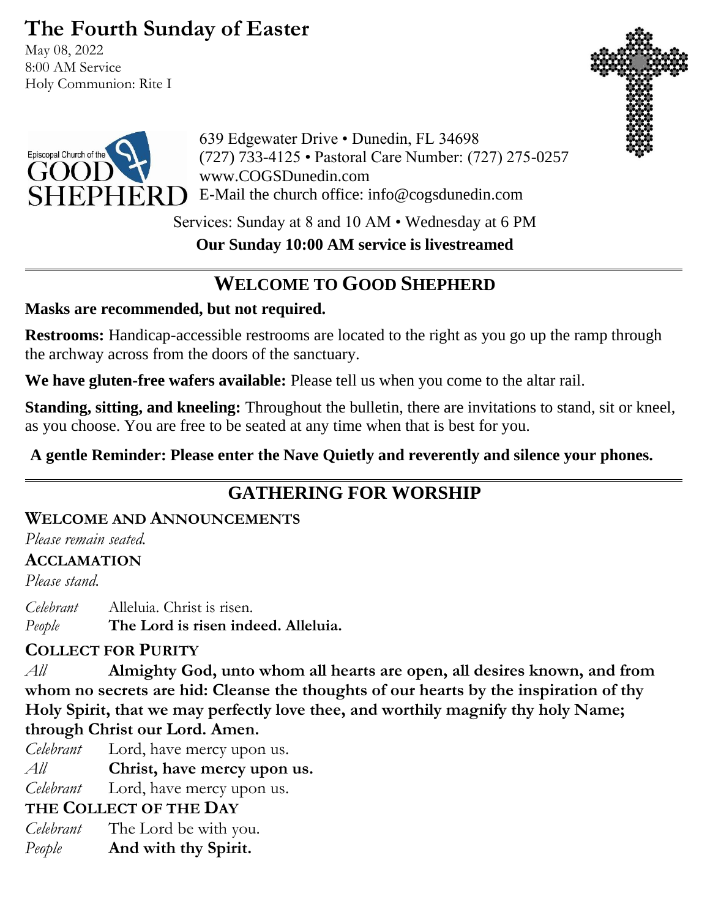# The Fourth Sunday of Easter

May 08, 2022
8:00 AM Service
Holy Communion: Rite I

Episcopal Church of the GOOD SHEPHERD

639 Edgewater Drive • Dunedin, FL 34698
(727) 733-4125 • Pastoral Care Number: (727) 275-0257
www.COGSDunedin.com
E-Mail the church office: info@cogsdunedin.com

Services: Sunday at 8 and 10 AM • Wednesday at 6 PM

**Our Sunday 10:00 AM service is livestreamed**

---

## WELCOME TO GOOD SHEPHERD

**Masks are recommended, but not required.**

**Restrooms:** Handicap-accessible restrooms are located to the right as you go up the ramp through the archway across from the doors of the sanctuary.

**We have gluten-free wafers available:** Please tell us when you come to the altar rail.

**Standing, sitting, and kneeling:** Throughout the bulletin, there are invitations to stand, sit or kneel, as you choose. You are free to be seated at any time when that is best for you.

**A gentle Reminder: Please enter the Nave Quietly and reverently and silence your phones.**

---

## GATHERING FOR WORSHIP

### WELCOME AND ANNOUNCEMENTS

*Please remain seated.*

### ACCLAMATION

*Please stand.*

*Celebrant* Alleluia. Christ is risen.
*People* **The Lord is risen indeed. Alleluia.**

### COLLECT FOR PURITY

*All* **Almighty God, unto whom all hearts are open, all desires known, and from whom no secrets are hid: Cleanse the thoughts of our hearts by the inspiration of thy Holy Spirit, that we may perfectly love thee, and worthily magnify thy holy Name; through Christ our Lord. Amen.**

*Celebrant* Lord, have mercy upon us.
*All* **Christ, have mercy upon us.**
*Celebrant* Lord, have mercy upon us.

### THE COLLECT OF THE DAY

*Celebrant* The Lord be with you.
*People* **And with thy Spirit.**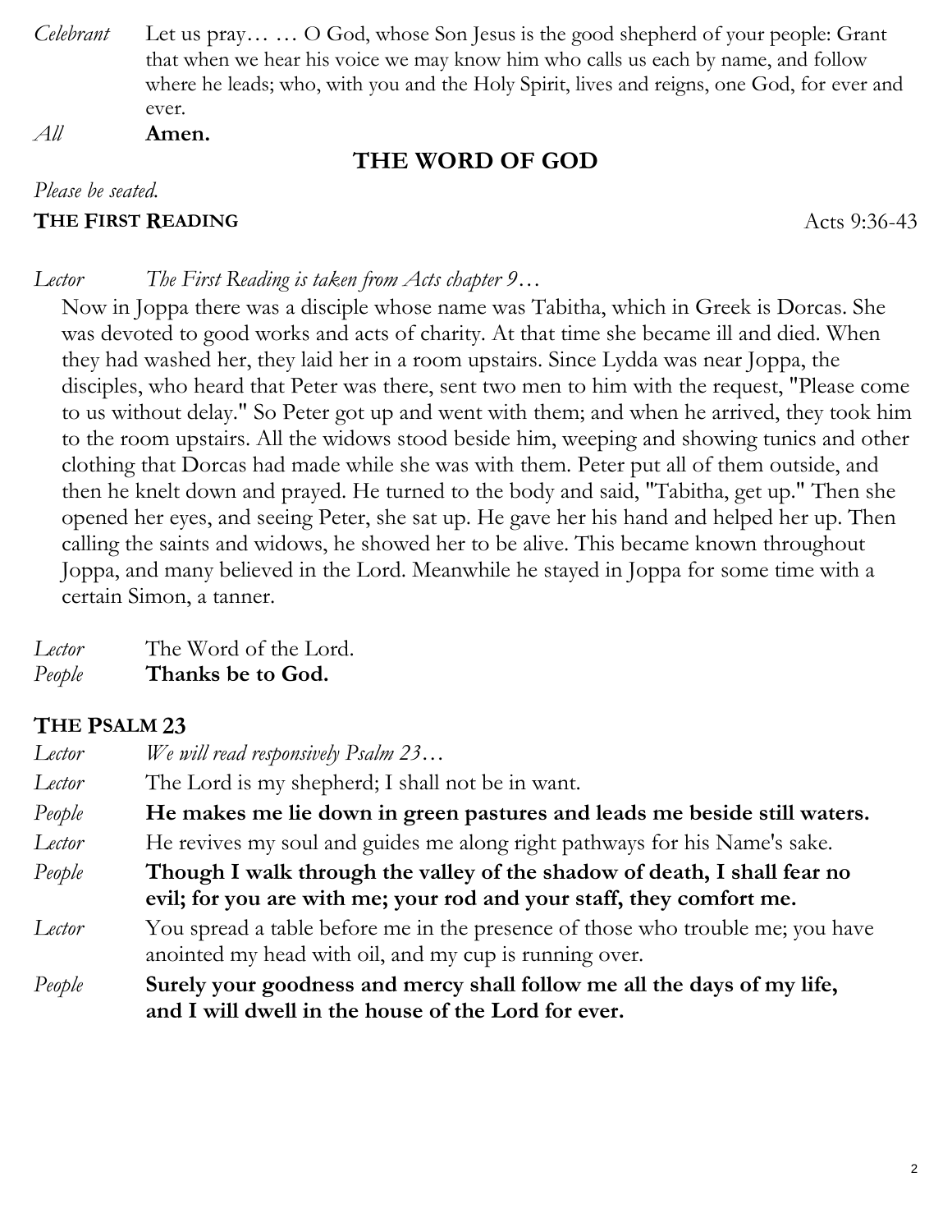*Celebrant* Let us pray… … O God, whose Son Jesus is the good shepherd of your people: Grant that when we hear his voice we may know him who calls us each by name, and follow where he leads; who, with you and the Holy Spirit, lives and reigns, one God, for ever and ever.

*All* **Amen.**

## THE WORD OF GOD

*Please be seated.*

**THE FIRST READING** Acts 9:36-43

*Lector* *The First Reading is taken from Acts chapter 9…*

Now in Joppa there was a disciple whose name was Tabitha, which in Greek is Dorcas. She was devoted to good works and acts of charity. At that time she became ill and died. When they had washed her, they laid her in a room upstairs. Since Lydda was near Joppa, the disciples, who heard that Peter was there, sent two men to him with the request, "Please come to us without delay." So Peter got up and went with them; and when he arrived, they took him to the room upstairs. All the widows stood beside him, weeping and showing tunics and other clothing that Dorcas had made while she was with them. Peter put all of them outside, and then he knelt down and prayed. He turned to the body and said, "Tabitha, get up." Then she opened her eyes, and seeing Peter, she sat up. He gave her his hand and helped her up. Then calling the saints and widows, he showed her to be alive. This became known throughout Joppa, and many believed in the Lord. Meanwhile he stayed in Joppa for some time with a certain Simon, a tanner.

*Lector* The Word of the Lord.

*People* **Thanks be to God.**

**THE PSALM 23**

*Lector* *We will read responsively Psalm 23…*

*Lector* The Lord is my shepherd; I shall not be in want.

*People* **He makes me lie down in green pastures and leads me beside still waters.**

*Lector* He revives my soul and guides me along right pathways for his Name's sake.

*People* **Though I walk through the valley of the shadow of death, I shall fear no evil; for you are with me; your rod and your staff, they comfort me.**

*Lector* You spread a table before me in the presence of those who trouble me; you have anointed my head with oil, and my cup is running over.

*People* **Surely your goodness and mercy shall follow me all the days of my life, and I will dwell in the house of the Lord for ever.**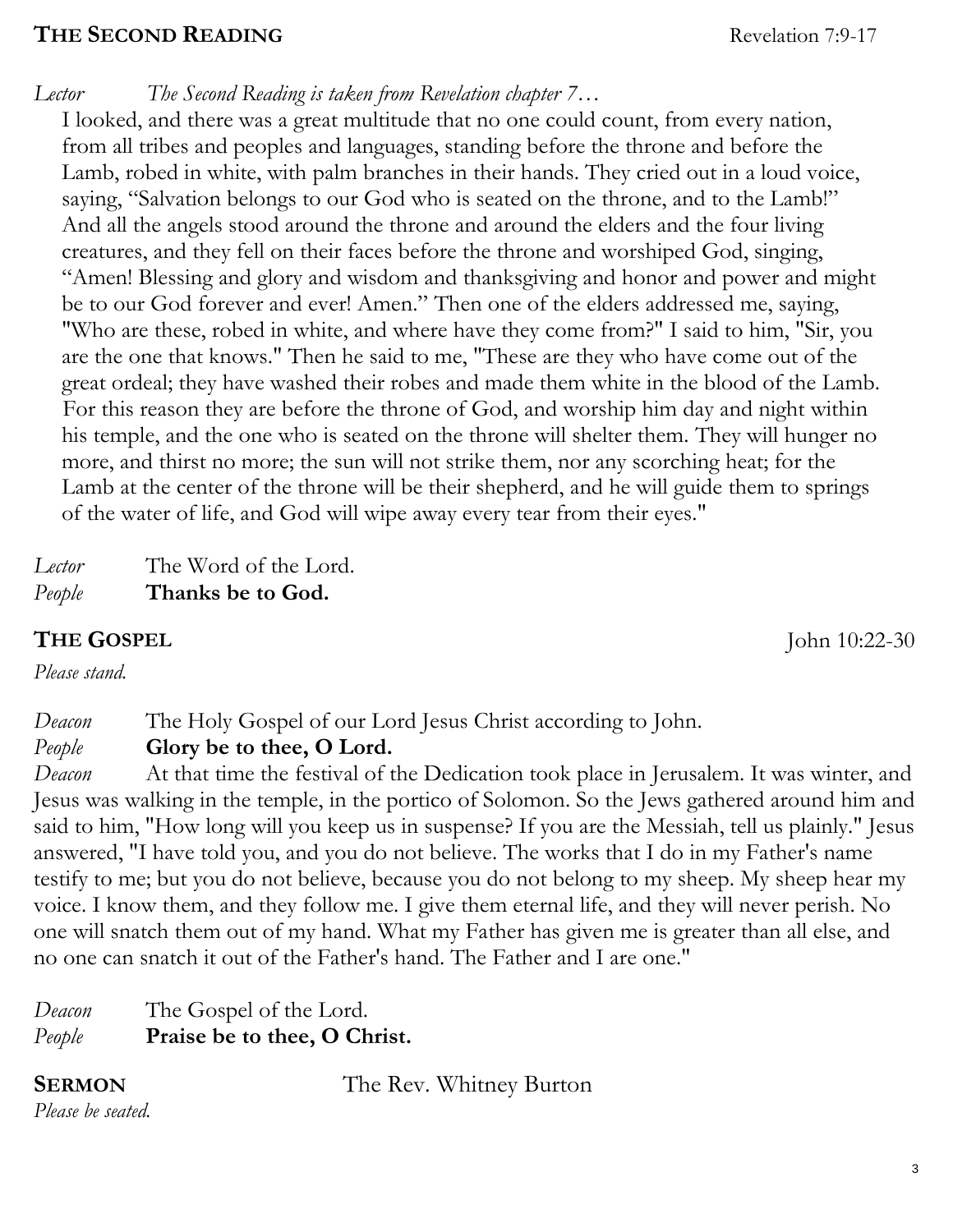## THE SECOND READING Revelation 7:9-17

*Lector* *The Second Reading is taken from Revelation chapter 7…*

I looked, and there was a great multitude that no one could count, from every nation, from all tribes and peoples and languages, standing before the throne and before the Lamb, robed in white, with palm branches in their hands. They cried out in a loud voice, saying, "Salvation belongs to our God who is seated on the throne, and to the Lamb!" And all the angels stood around the throne and around the elders and the four living creatures, and they fell on their faces before the throne and worshiped God, singing, "Amen! Blessing and glory and wisdom and thanksgiving and honor and power and might be to our God forever and ever! Amen." Then one of the elders addressed me, saying, "Who are these, robed in white, and where have they come from?" I said to him, "Sir, you are the one that knows." Then he said to me, "These are they who have come out of the great ordeal; they have washed their robes and made them white in the blood of the Lamb. For this reason they are before the throne of God, and worship him day and night within his temple, and the one who is seated on the throne will shelter them. They will hunger no more, and thirst no more; the sun will not strike them, nor any scorching heat; for the Lamb at the center of the throne will be their shepherd, and he will guide them to springs of the water of life, and God will wipe away every tear from their eyes."

*Lector* The Word of the Lord.
*People* **Thanks be to God.**

## THE GOSPEL John 10:22-30

*Please stand.*

*Deacon* The Holy Gospel of our Lord Jesus Christ according to John.
*People* **Glory be to thee, O Lord.**
*Deacon* At that time the festival of the Dedication took place in Jerusalem. It was winter, and Jesus was walking in the temple, in the portico of Solomon. So the Jews gathered around him and said to him, "How long will you keep us in suspense? If you are the Messiah, tell us plainly." Jesus answered, "I have told you, and you do not believe. The works that I do in my Father's name testify to me; but you do not believe, because you do not belong to my sheep. My sheep hear my voice. I know them, and they follow me. I give them eternal life, and they will never perish. No one will snatch them out of my hand. What my Father has given me is greater than all else, and no one can snatch it out of the Father's hand. The Father and I are one."

*Deacon* The Gospel of the Lord.
*People* **Praise be to thee, O Christ.**

## SERMON The Rev. Whitney Burton

*Please be seated.*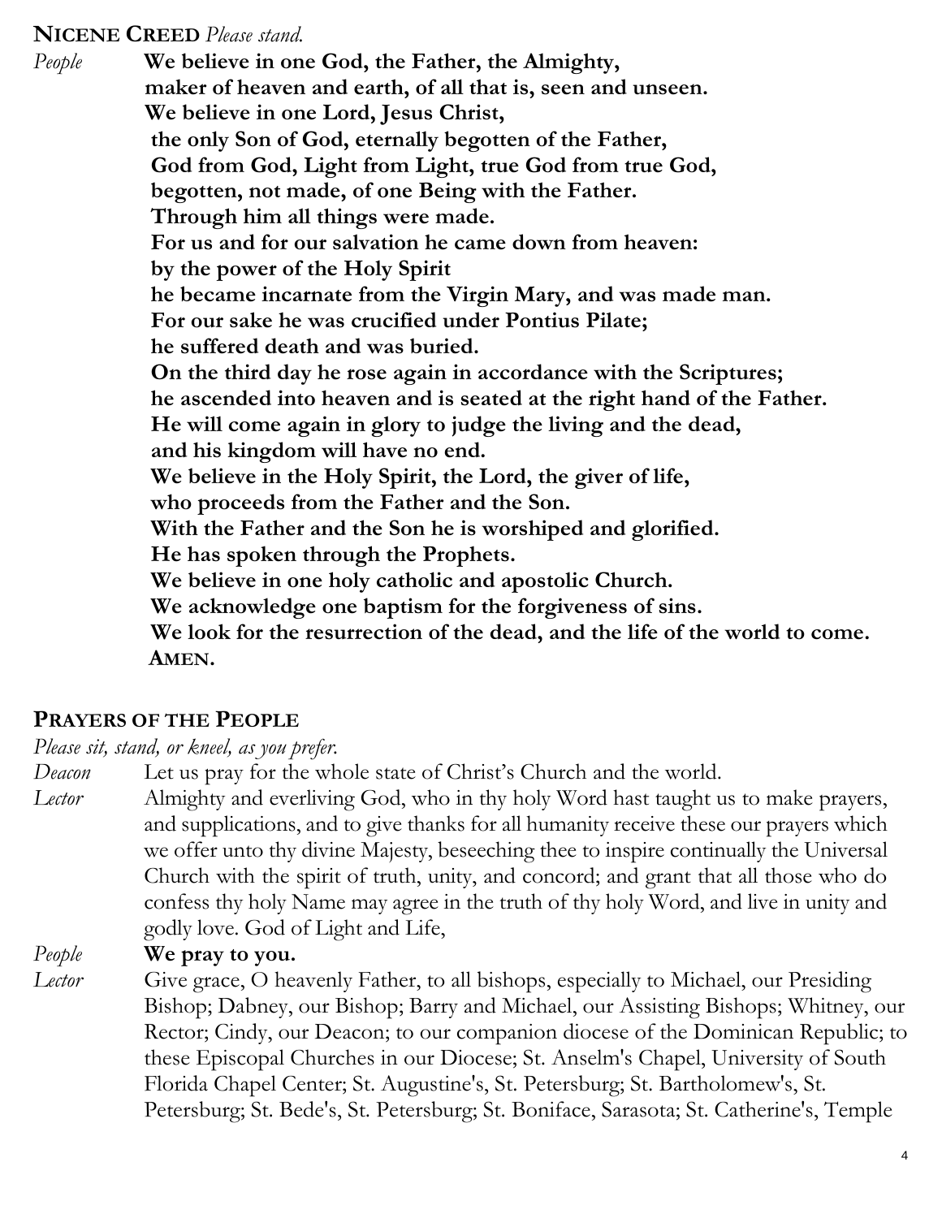**NICENE CREED** *Please stand.*

*People* **We believe in one God, the Father, the Almighty,**
**maker of heaven and earth, of all that is, seen and unseen.**
**We believe in one Lord, Jesus Christ,**
**the only Son of God, eternally begotten of the Father,**
**God from God, Light from Light, true God from true God,**
**begotten, not made, of one Being with the Father.**
**Through him all things were made.**
**For us and for our salvation he came down from heaven:**
**by the power of the Holy Spirit**
**he became incarnate from the Virgin Mary, and was made man.**
**For our sake he was crucified under Pontius Pilate;**
**he suffered death and was buried.**
**On the third day he rose again in accordance with the Scriptures;**
**he ascended into heaven and is seated at the right hand of the Father.**
**He will come again in glory to judge the living and the dead,**
**and his kingdom will have no end.**
**We believe in the Holy Spirit, the Lord, the giver of life,**
**who proceeds from the Father and the Son.**
**With the Father and the Son he is worshiped and glorified.**
**He has spoken through the Prophets.**
**We believe in one holy catholic and apostolic Church.**
**We acknowledge one baptism for the forgiveness of sins.**
**We look for the resurrection of the dead, and the life of the world to come.**
**AMEN.**

**PRAYERS OF THE PEOPLE**

*Please sit, stand, or kneel, as you prefer.*

*Deacon* Let us pray for the whole state of Christ's Church and the world.

*Lector* Almighty and everliving God, who in thy holy Word hast taught us to make prayers, and supplications, and to give thanks for all humanity receive these our prayers which we offer unto thy divine Majesty, beseeching thee to inspire continually the Universal Church with the spirit of truth, unity, and concord; and grant that all those who do confess thy holy Name may agree in the truth of thy holy Word, and live in unity and godly love. God of Light and Life,

*People* **We pray to you.**

*Lector* Give grace, O heavenly Father, to all bishops, especially to Michael, our Presiding Bishop; Dabney, our Bishop; Barry and Michael, our Assisting Bishops; Whitney, our Rector; Cindy, our Deacon; to our companion diocese of the Dominican Republic; to these Episcopal Churches in our Diocese; St. Anselm's Chapel, University of South Florida Chapel Center; St. Augustine's, St. Petersburg; St. Bartholomew's, St. Petersburg; St. Bede's, St. Petersburg; St. Boniface, Sarasota; St. Catherine's, Temple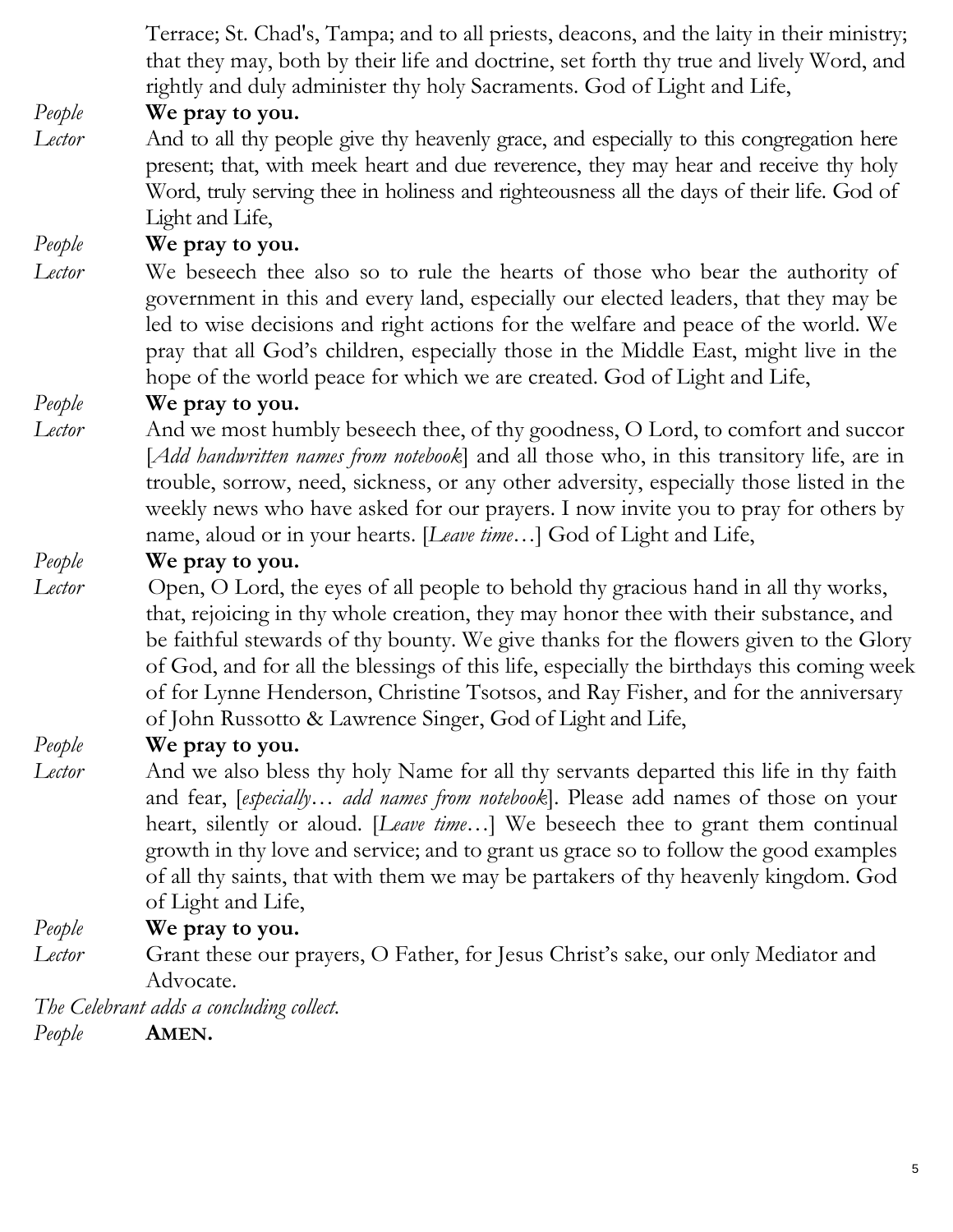Terrace; St. Chad's, Tampa; and to all priests, deacons, and the laity in their ministry; that they may, both by their life and doctrine, set forth thy true and lively Word, and rightly and duly administer thy holy Sacraments. God of Light and Life,

*People* **We pray to you.**

*Lector* And to all thy people give thy heavenly grace, and especially to this congregation here present; that, with meek heart and due reverence, they may hear and receive thy holy Word, truly serving thee in holiness and righteousness all the days of their life. God of Light and Life,

*People* **We pray to you.**

*Lector* We beseech thee also so to rule the hearts of those who bear the authority of government in this and every land, especially our elected leaders, that they may be led to wise decisions and right actions for the welfare and peace of the world. We pray that all God's children, especially those in the Middle East, might live in the hope of the world peace for which we are created. God of Light and Life,

*People* **We pray to you.**

*Lector* And we most humbly beseech thee, of thy goodness, O Lord, to comfort and succor [*Add handwritten names from notebook*] and all those who, in this transitory life, are in trouble, sorrow, need, sickness, or any other adversity, especially those listed in the weekly news who have asked for our prayers. I now invite you to pray for others by name, aloud or in your hearts. [*Leave time*…] God of Light and Life,

*People* **We pray to you.**

*Lector* Open, O Lord, the eyes of all people to behold thy gracious hand in all thy works, that, rejoicing in thy whole creation, they may honor thee with their substance, and be faithful stewards of thy bounty. We give thanks for the flowers given to the Glory of God, and for all the blessings of this life, especially the birthdays this coming week of for Lynne Henderson, Christine Tsotsos, and Ray Fisher, and for the anniversary of John Russotto & Lawrence Singer, God of Light and Life,

*People* **We pray to you.**

*Lector* And we also bless thy holy Name for all thy servants departed this life in thy faith and fear, [*especially… add names from notebook*]. Please add names of those on your heart, silently or aloud. [*Leave time*…] We beseech thee to grant them continual growth in thy love and service; and to grant us grace so to follow the good examples of all thy saints, that with them we may be partakers of thy heavenly kingdom. God of Light and Life,

*People* **We pray to you.**

*Lector* Grant these our prayers, O Father, for Jesus Christ's sake, our only Mediator and Advocate.

*The Celebrant adds a concluding collect.*

*People* **AMEN.**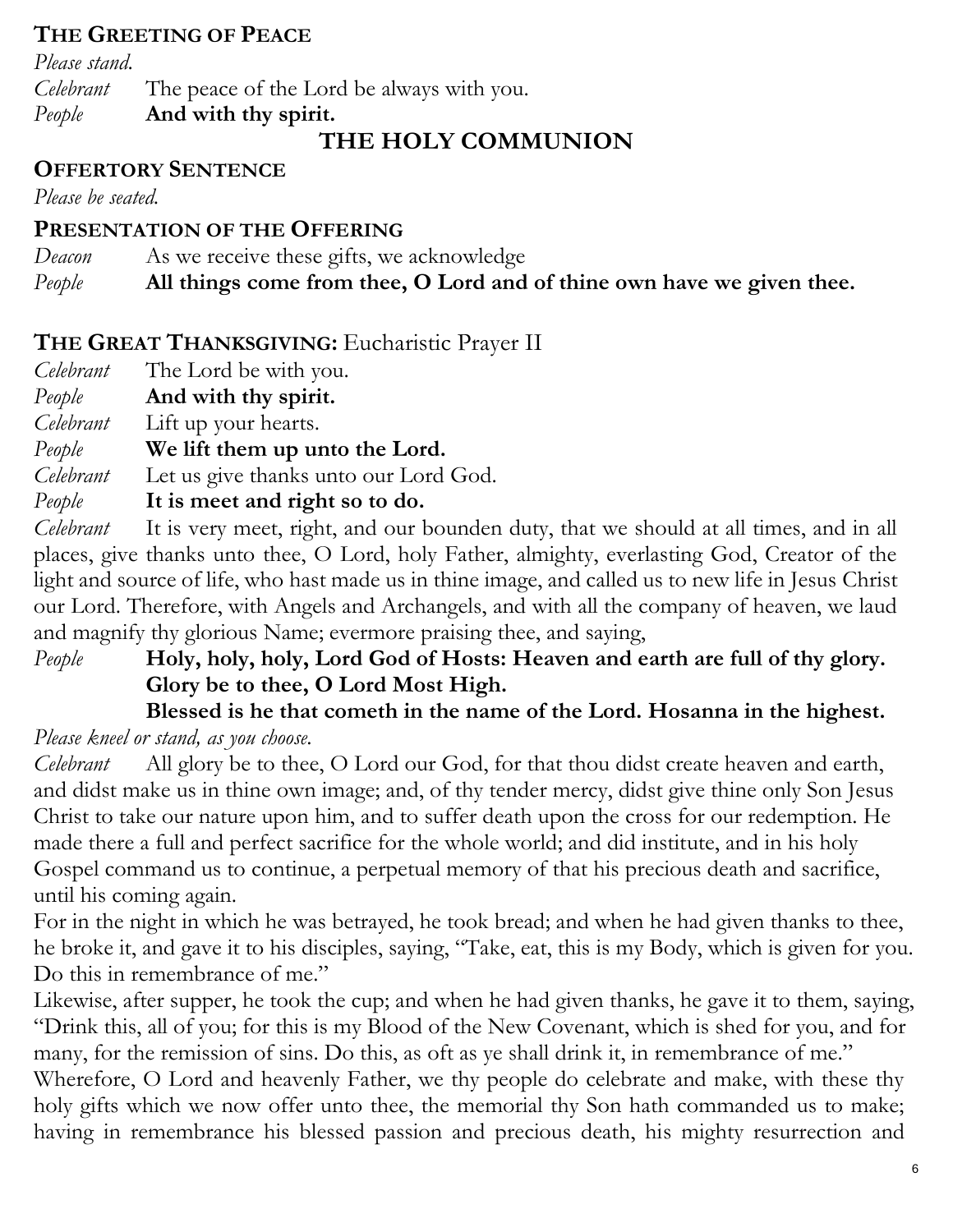**THE GREETING OF PEACE**

*Please stand.*

*Celebrant* The peace of the Lord be always with you.

*People* **And with thy spirit.**

## THE HOLY COMMUNION

**OFFERTORY SENTENCE**

*Please be seated.*

**PRESENTATION OF THE OFFERING**

*Deacon* As we receive these gifts, we acknowledge

*People* **All things come from thee, O Lord and of thine own have we given thee.**

**THE GREAT THANKSGIVING:** Eucharistic Prayer II

*Celebrant* The Lord be with you.

*People* **And with thy spirit.**

*Celebrant* Lift up your hearts.

*People* **We lift them up unto the Lord.**

*Celebrant* Let us give thanks unto our Lord God.

*People* **It is meet and right so to do.**

*Celebrant* It is very meet, right, and our bounden duty, that we should at all times, and in all places, give thanks unto thee, O Lord, holy Father, almighty, everlasting God, Creator of the light and source of life, who hast made us in thine image, and called us to new life in Jesus Christ our Lord. Therefore, with Angels and Archangels, and with all the company of heaven, we laud and magnify thy glorious Name; evermore praising thee, and saying,

*People* **Holy, holy, holy, Lord God of Hosts: Heaven and earth are full of thy glory. Glory be to thee, O Lord Most High.**
**Blessed is he that cometh in the name of the Lord. Hosanna in the highest.**

*Please kneel or stand, as you choose.*

*Celebrant* All glory be to thee, O Lord our God, for that thou didst create heaven and earth, and didst make us in thine own image; and, of thy tender mercy, didst give thine only Son Jesus Christ to take our nature upon him, and to suffer death upon the cross for our redemption. He made there a full and perfect sacrifice for the whole world; and did institute, and in his holy Gospel command us to continue, a perpetual memory of that his precious death and sacrifice, until his coming again.

For in the night in which he was betrayed, he took bread; and when he had given thanks to thee, he broke it, and gave it to his disciples, saying, "Take, eat, this is my Body, which is given for you. Do this in remembrance of me."

Likewise, after supper, he took the cup; and when he had given thanks, he gave it to them, saying, "Drink this, all of you; for this is my Blood of the New Covenant, which is shed for you, and for many, for the remission of sins. Do this, as oft as ye shall drink it, in remembrance of me."

Wherefore, O Lord and heavenly Father, we thy people do celebrate and make, with these thy holy gifts which we now offer unto thee, the memorial thy Son hath commanded us to make; having in remembrance his blessed passion and precious death, his mighty resurrection and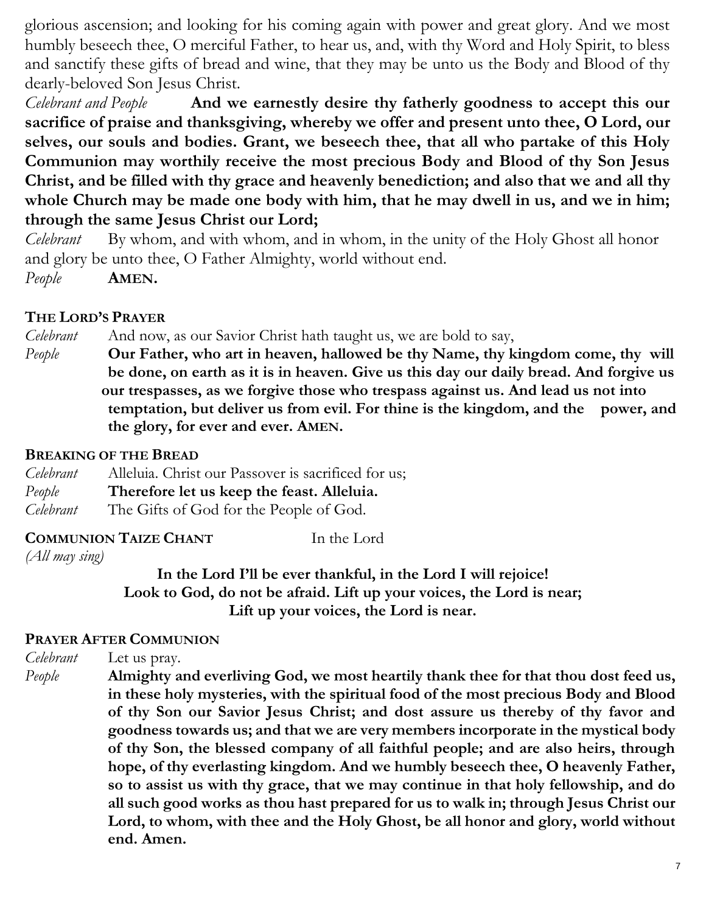glorious ascension; and looking for his coming again with power and great glory. And we most humbly beseech thee, O merciful Father, to hear us, and, with thy Word and Holy Spirit, to bless and sanctify these gifts of bread and wine, that they may be unto us the Body and Blood of thy dearly-beloved Son Jesus Christ.

*Celebrant and People* **And we earnestly desire thy fatherly goodness to accept this our sacrifice of praise and thanksgiving, whereby we offer and present unto thee, O Lord, our selves, our souls and bodies. Grant, we beseech thee, that all who partake of this Holy Communion may worthily receive the most precious Body and Blood of thy Son Jesus Christ, and be filled with thy grace and heavenly benediction; and also that we and all thy whole Church may be made one body with him, that he may dwell in us, and we in him; through the same Jesus Christ our Lord;**

*Celebrant* By whom, and with whom, and in whom, in the unity of the Holy Ghost all honor and glory be unto thee, O Father Almighty, world without end.

*People* **AMEN.**

**THE LORD'S PRAYER**

*Celebrant* And now, as our Savior Christ hath taught us, we are bold to say,

*People* **Our Father, who art in heaven, hallowed be thy Name, thy kingdom come, thy will be done, on earth as it is in heaven. Give us this day our daily bread. And forgive us our trespasses, as we forgive those who trespass against us. And lead us not into temptation, but deliver us from evil. For thine is the kingdom, and the power, and the glory, for ever and ever. AMEN.**

**BREAKING OF THE BREAD**

*Celebrant* Alleluia. Christ our Passover is sacrificed for us;

*People* **Therefore let us keep the feast. Alleluia.**

*Celebrant* The Gifts of God for the People of God.

**COMMUNION TAIZE CHANT** In the Lord

*(All may sing)*

**In the Lord I'll be ever thankful, in the Lord I will rejoice!**
**Look to God, do not be afraid. Lift up your voices, the Lord is near;**
**Lift up your voices, the Lord is near.**

**PRAYER AFTER COMMUNION**

*Celebrant* Let us pray.

*People* **Almighty and everliving God, we most heartily thank thee for that thou dost feed us, in these holy mysteries, with the spiritual food of the most precious Body and Blood of thy Son our Savior Jesus Christ; and dost assure us thereby of thy favor and goodness towards us; and that we are very members incorporate in the mystical body of thy Son, the blessed company of all faithful people; and are also heirs, through hope, of thy everlasting kingdom. And we humbly beseech thee, O heavenly Father, so to assist us with thy grace, that we may continue in that holy fellowship, and do all such good works as thou hast prepared for us to walk in; through Jesus Christ our Lord, to whom, with thee and the Holy Ghost, be all honor and glory, world without end. Amen.**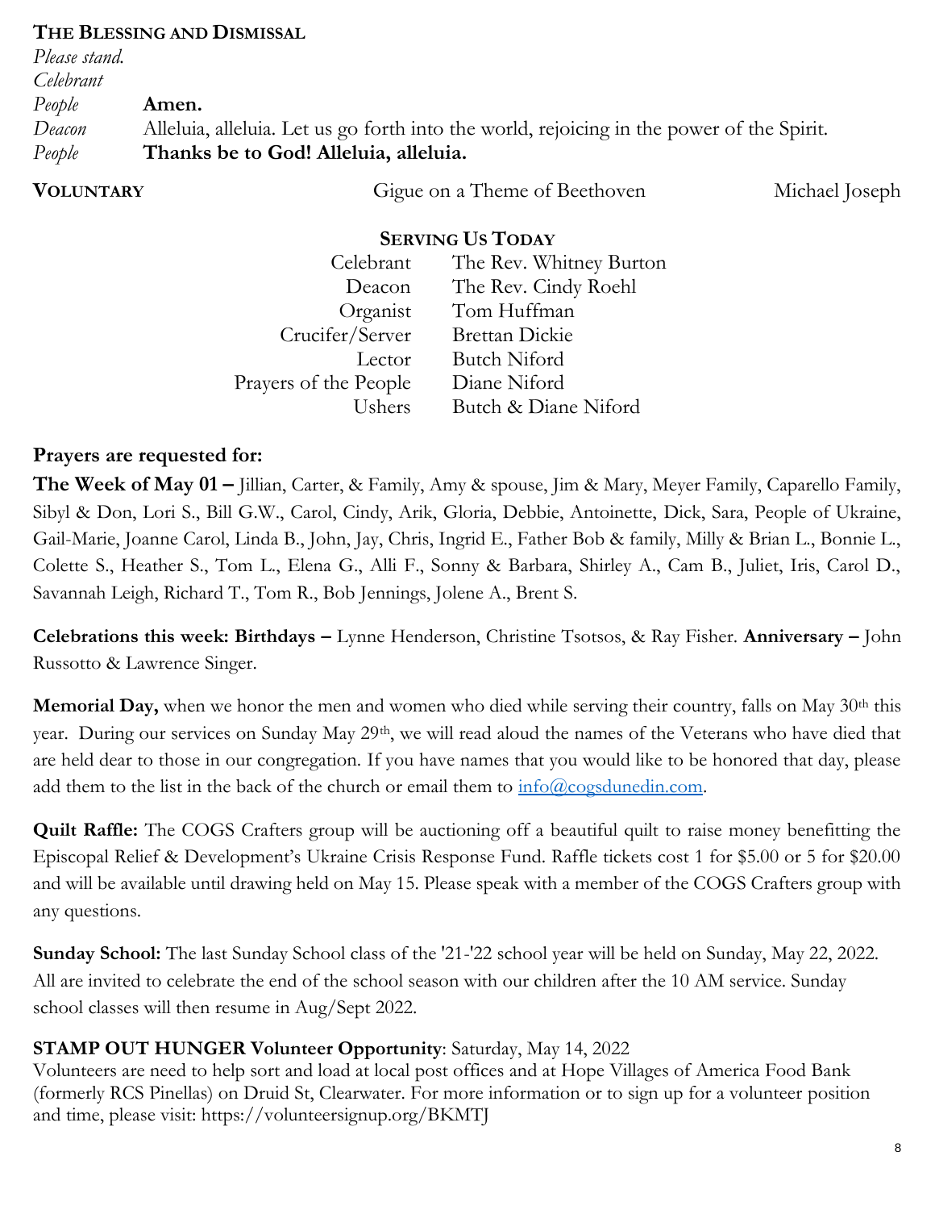**THE BLESSING AND DISMISSAL**

*Please stand.*

*Celebrant*

*People* **Amen.**

*Deacon* Alleluia, alleluia. Let us go forth into the world, rejoicing in the power of the Spirit.

*People* **Thanks be to God! Alleluia, alleluia.**

**VOLUNTARY** Gigue on a Theme of Beethoven Michael Joseph

**SERVING US TODAY**

| | |
|---|---|
| Celebrant | The Rev. Whitney Burton |
| Deacon | The Rev. Cindy Roehl |
| Organist | Tom Huffman |
| Crucifer/Server | Brettan Dickie |
| Lector | Butch Niford |
| Prayers of the People | Diane Niford |
| Ushers | Butch & Diane Niford |

**Prayers are requested for:**

**The Week of May 01 –** Jillian, Carter, & Family, Amy & spouse, Jim & Mary, Meyer Family, Caparello Family, Sibyl & Don, Lori S., Bill G.W., Carol, Cindy, Arik, Gloria, Debbie, Antoinette, Dick, Sara, People of Ukraine, Gail-Marie, Joanne Carol, Linda B., John, Jay, Chris, Ingrid E., Father Bob & family, Milly & Brian L., Bonnie L., Colette S., Heather S., Tom L., Elena G., Alli F., Sonny & Barbara, Shirley A., Cam B., Juliet, Iris, Carol D., Savannah Leigh, Richard T., Tom R., Bob Jennings, Jolene A., Brent S.

**Celebrations this week: Birthdays –** Lynne Henderson, Christine Tsotsos, & Ray Fisher. **Anniversary –** John Russotto & Lawrence Singer.

**Memorial Day,** when we honor the men and women who died while serving their country, falls on May 30th this year. During our services on Sunday May 29th, we will read aloud the names of the Veterans who have died that are held dear to those in our congregation. If you have names that you would like to be honored that day, please add them to the list in the back of the church or email them to info@cogsdunedin.com.

**Quilt Raffle:** The COGS Crafters group will be auctioning off a beautiful quilt to raise money benefitting the Episcopal Relief & Development's Ukraine Crisis Response Fund. Raffle tickets cost 1 for $5.00 or 5 for $20.00 and will be available until drawing held on May 15. Please speak with a member of the COGS Crafters group with any questions.

**Sunday School:** The last Sunday School class of the '21-'22 school year will be held on Sunday, May 22, 2022. All are invited to celebrate the end of the school season with our children after the 10 AM service. Sunday school classes will then resume in Aug/Sept 2022.

**STAMP OUT HUNGER Volunteer Opportunity**: Saturday, May 14, 2022
Volunteers are need to help sort and load at local post offices and at Hope Villages of America Food Bank (formerly RCS Pinellas) on Druid St, Clearwater. For more information or to sign up for a volunteer position and time, please visit: https://volunteersignup.org/BKMTJ